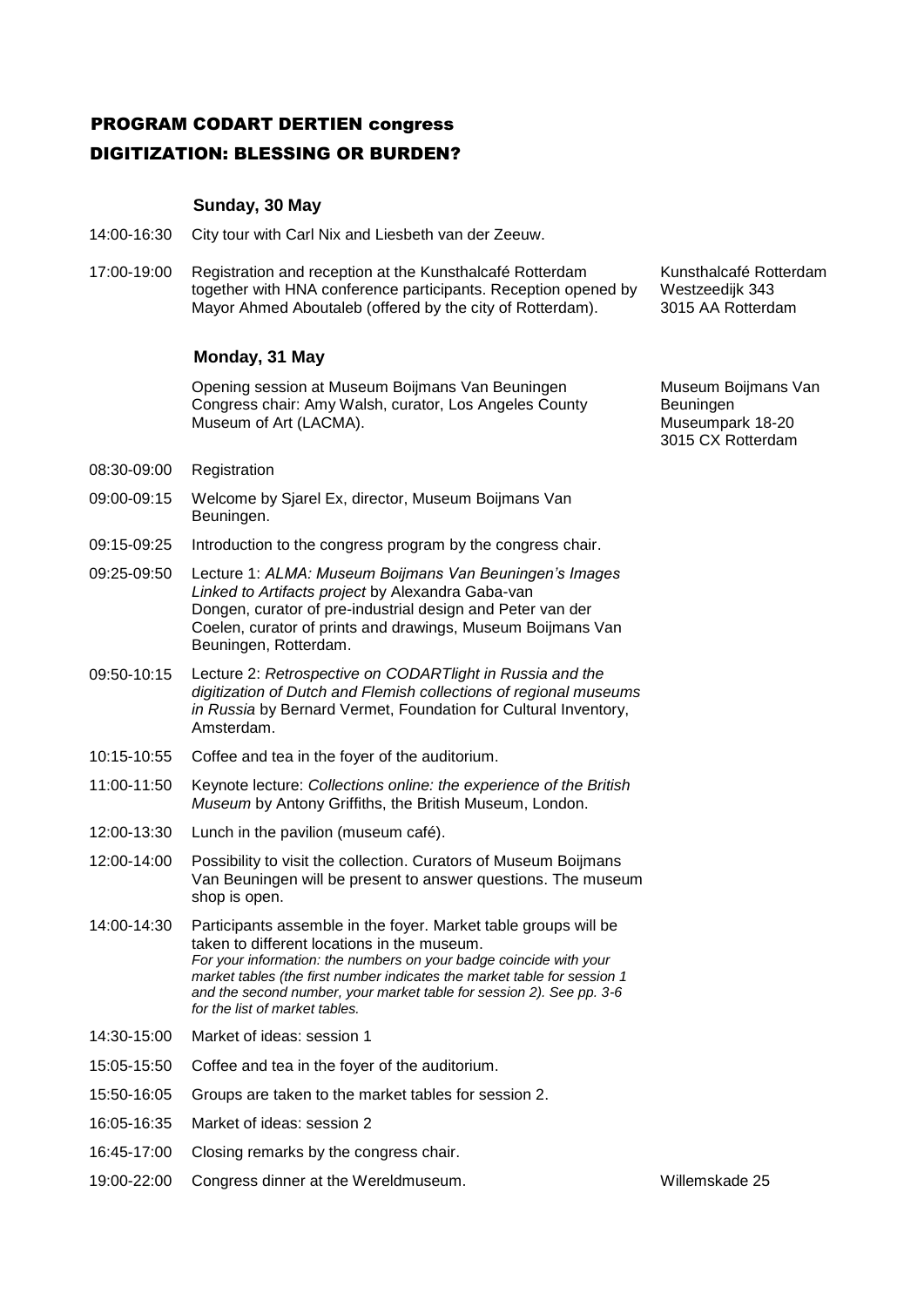# PROGRAM CODART DERTIEN congress

# DIGITIZATION: BLESSING OR BURDEN?

## Sunday, 30 May

14:00-16:30 City tour with Carl Nix and Liesbeth van der Zeeuw.

17:00-19:00 Registration and reception at the Kunsthalcafé Rotterdam together with HNA conference participants. Reception opened by Mayor Ahmed Aboutaleb (offered by the city of Rotterdam).

Kunsthalcafé Rotterdam
Westzeedijk 343
3015 AA Rotterdam

## Monday, 31 May

Opening session at Museum Boijmans Van Beuningen
Congress chair: Amy Walsh, curator, Los Angeles County Museum of Art (LACMA).

Museum Boijmans Van Beuningen
Museumpark 18-20
3015 CX Rotterdam

08:30-09:00 Registration

09:00-09:15 Welcome by Sjarel Ex, director, Museum Boijmans Van Beuningen.

09:15-09:25 Introduction to the congress program by the congress chair.

09:25-09:50 Lecture 1: *ALMA: Museum Boijmans Van Beuningen's Images Linked to Artifacts project* by Alexandra Gaba-van Dongen, curator of pre-industrial design and Peter van der Coelen, curator of prints and drawings, Museum Boijmans Van Beuningen, Rotterdam.

09:50-10:15 Lecture 2: *Retrospective on CODARTlight in Russia and the digitization of Dutch and Flemish collections of regional museums in Russia* by Bernard Vermet, Foundation for Cultural Inventory, Amsterdam.

10:15-10:55 Coffee and tea in the foyer of the auditorium.

11:00-11:50 Keynote lecture: *Collections online: the experience of the British Museum* by Antony Griffiths, the British Museum, London.

12:00-13:30 Lunch in the pavilion (museum café).

12:00-14:00 Possibility to visit the collection. Curators of Museum Boijmans Van Beuningen will be present to answer questions. The museum shop is open.

14:00-14:30 Participants assemble in the foyer. Market table groups will be taken to different locations in the museum.
*For your information: the numbers on your badge coincide with your market tables (the first number indicates the market table for session 1 and the second number, your market table for session 2). See pp. 3-6 for the list of market tables.*

14:30-15:00 Market of ideas: session 1

15:05-15:50 Coffee and tea in the foyer of the auditorium.

15:50-16:05 Groups are taken to the market tables for session 2.

16:05-16:35 Market of ideas: session 2

16:45-17:00 Closing remarks by the congress chair.

19:00-22:00 Congress dinner at the Wereldmuseum.

Willemskade 25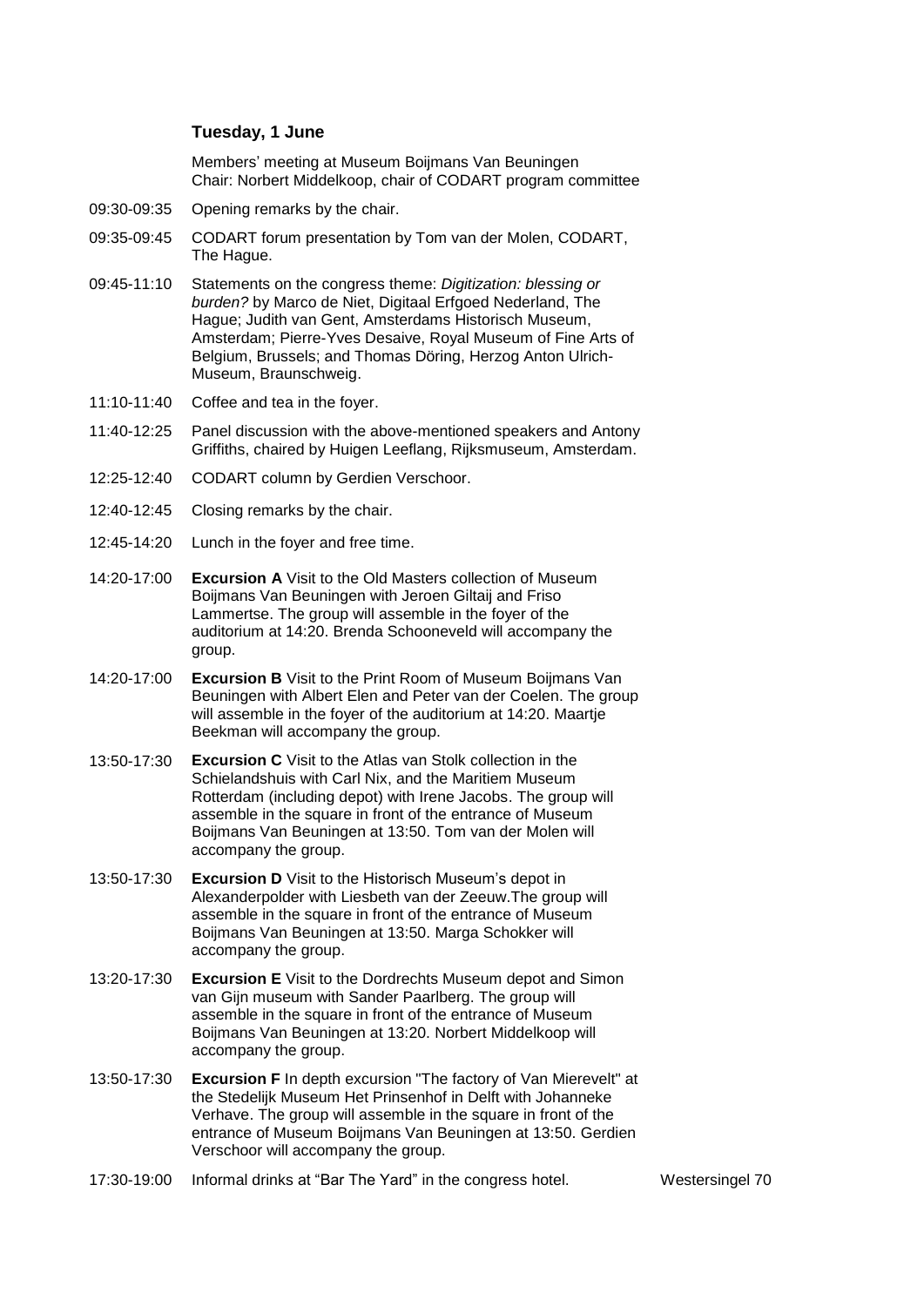### Tuesday, 1 June

Members' meeting at Museum Boijmans Van Beuningen
Chair: Norbert Middelkoop, chair of CODART program committee

09:30-09:35 Opening remarks by the chair.

09:35-09:45 CODART forum presentation by Tom van der Molen, CODART, The Hague.

09:45-11:10 Statements on the congress theme: *Digitization: blessing or burden?* by Marco de Niet, Digitaal Erfgoed Nederland, The Hague; Judith van Gent, Amsterdams Historisch Museum, Amsterdam; Pierre-Yves Desaive, Royal Museum of Fine Arts of Belgium, Brussels; and Thomas Döring, Herzog Anton Ulrich-Museum, Braunschweig.

11:10-11:40 Coffee and tea in the foyer.

11:40-12:25 Panel discussion with the above-mentioned speakers and Antony Griffiths, chaired by Huigen Leeflang, Rijksmuseum, Amsterdam.

12:25-12:40 CODART column by Gerdien Verschoor.

12:40-12:45 Closing remarks by the chair.

12:45-14:20 Lunch in the foyer and free time.

14:20-17:00 **Excursion A** Visit to the Old Masters collection of Museum Boijmans Van Beuningen with Jeroen Giltaij and Friso Lammertse. The group will assemble in the foyer of the auditorium at 14:20. Brenda Schooneveld will accompany the group.

14:20-17:00 **Excursion B** Visit to the Print Room of Museum Boijmans Van Beuningen with Albert Elen and Peter van der Coelen. The group will assemble in the foyer of the auditorium at 14:20. Maartje Beekman will accompany the group.

13:50-17:30 **Excursion C** Visit to the Atlas van Stolk collection in the Schielandshuis with Carl Nix, and the Maritiem Museum Rotterdam (including depot) with Irene Jacobs. The group will assemble in the square in front of the entrance of Museum Boijmans Van Beuningen at 13:50. Tom van der Molen will accompany the group.

13:50-17:30 **Excursion D** Visit to the Historisch Museum's depot in Alexanderpolder with Liesbeth van der Zeeuw.The group will assemble in the square in front of the entrance of Museum Boijmans Van Beuningen at 13:50. Marga Schokker will accompany the group.

13:20-17:30 **Excursion E** Visit to the Dordrechts Museum depot and Simon van Gijn museum with Sander Paarlberg. The group will assemble in the square in front of the entrance of Museum Boijmans Van Beuningen at 13:20. Norbert Middelkoop will accompany the group.

13:50-17:30 **Excursion F** In depth excursion "The factory of Van Mierevelt" at the Stedelijk Museum Het Prinsenhof in Delft with Johanneke Verhave. The group will assemble in the square in front of the entrance of Museum Boijmans Van Beuningen at 13:50. Gerdien Verschoor will accompany the group.

17:30-19:00 Informal drinks at "Bar The Yard" in the congress hotel. Westersingel 70